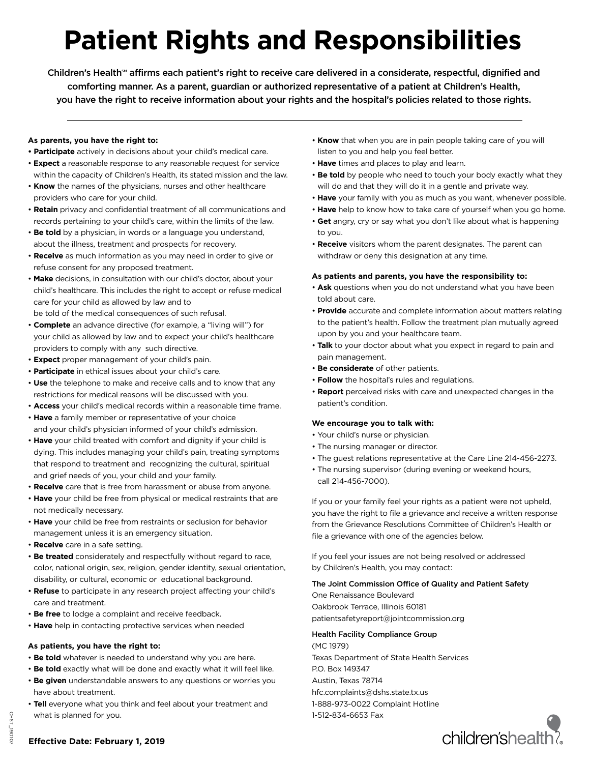# Patient Rights and Responsibilities

**Children's Health℠ affirms each patient's right to receive care delivered in a considerate, respectful, dignified and comforting manner. As a parent, guardian or authorized representative of a patient at Children's Health, you have the right to receive information about your rights and the hospital's policies related to those rights.**

---

**As parents, you have the right to:**

- **Participate** actively in decisions about your child's medical care.
- **Expect** a reasonable response to any reasonable request for service within the capacity of Children's Health, its stated mission and the law.
- **Know** the names of the physicians, nurses and other healthcare providers who care for your child.
- **Retain** privacy and confidential treatment of all communications and records pertaining to your child's care, within the limits of the law.
- **Be told** by a physician, in words or a language you understand, about the illness, treatment and prospects for recovery.
- **Receive** as much information as you may need in order to give or refuse consent for any proposed treatment.
- **Make** decisions, in consultation with our child's doctor, about your child's healthcare. This includes the right to accept or refuse medical care for your child as allowed by law and to be told of the medical consequences of such refusal.
- **Complete** an advance directive (for example, a "living will") for your child as allowed by law and to expect your child's healthcare providers to comply with any such directive.
- **Expect** proper management of your child's pain.
- **Participate** in ethical issues about your child's care.
- **Use** the telephone to make and receive calls and to know that any restrictions for medical reasons will be discussed with you.
- **Access** your child's medical records within a reasonable time frame.
- **Have** a family member or representative of your choice and your child's physician informed of your child's admission.
- **Have** your child treated with comfort and dignity if your child is dying. This includes managing your child's pain, treating symptoms that respond to treatment and recognizing the cultural, spiritual and grief needs of you, your child and your family.
- **Receive** care that is free from harassment or abuse from anyone.
- **Have** your child be free from physical or medical restraints that are not medically necessary.
- **Have** your child be free from restraints or seclusion for behavior management unless it is an emergency situation.
- **Receive** care in a safe setting.
- **Be treated** considerately and respectfully without regard to race, color, national origin, sex, religion, gender identity, sexual orientation, disability, or cultural, economic or educational background.
- **Refuse** to participate in any research project affecting your child's care and treatment.
- **Be free** to lodge a complaint and receive feedback.
- **Have** help in contacting protective services when needed

**As patients, you have the right to:**

- **Be told** whatever is needed to understand why you are here.
- **Be told** exactly what will be done and exactly what it will feel like.
- **Be given** understandable answers to any questions or worries you have about treatment.
- **Tell** everyone what you think and feel about your treatment and what is planned for you.
- **Know** that when you are in pain people taking care of you will listen to you and help you feel better.
- **Have** times and places to play and learn.
- **Be told** by people who need to touch your body exactly what they will do and that they will do it in a gentle and private way.
- **Have** your family with you as much as you want, whenever possible.
- **Have** help to know how to take care of yourself when you go home.
- **Get** angry, cry or say what you don't like about what is happening to you.
- **Receive** visitors whom the parent designates. The parent can withdraw or deny this designation at any time.

**As patients and parents, you have the responsibility to:**

- **Ask** questions when you do not understand what you have been told about care.
- **Provide** accurate and complete information about matters relating to the patient's health. Follow the treatment plan mutually agreed upon by you and your healthcare team.
- **Talk** to your doctor about what you expect in regard to pain and pain management.
- **Be considerate** of other patients.
- **Follow** the hospital's rules and regulations.
- **Report** perceived risks with care and unexpected changes in the patient's condition.

**We encourage you to talk with:**

- Your child's nurse or physician.
- The nursing manager or director.
- The guest relations representative at the Care Line 214-456-2273.
- The nursing supervisor (during evening or weekend hours, call 214-456-7000).

If you or your family feel your rights as a patient were not upheld, you have the right to file a grievance and receive a written response from the Grievance Resolutions Committee of Children's Health or file a grievance with one of the agencies below.

If you feel your issues are not being resolved or addressed by Children's Health, you may contact:

**The Joint Commission Office of Quality and Patient Safety**
One Renaissance Boulevard
Oakbrook Terrace, Illinois 60181
patientsafetyreport@jointcommission.org

**Health Facility Compliance Group**
(MC 1979)
Texas Department of State Health Services
P.O. Box 149347
Austin, Texas 78714
hfc.complaints@dshs.state.tx.us
1-888-973-0022 Complaint Hotline
1-512-834-6653 Fax

**Effective Date: February 1, 2019**

CHST_190107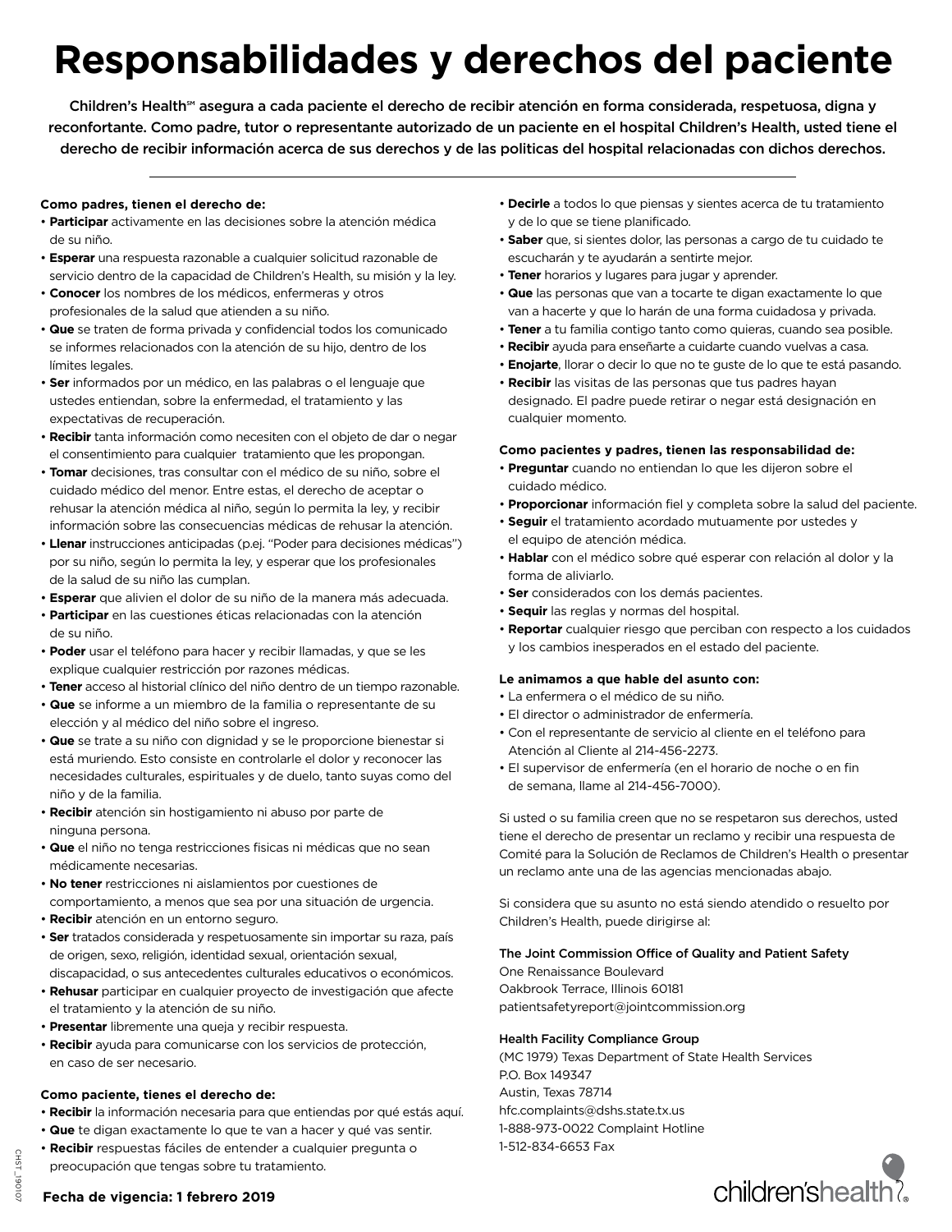# Responsabilidades y derechos del paciente

**Children's Health℠ asegura a cada paciente el derecho de recibir atención en forma considerada, respetuosa, digna y reconfortante. Como padre, tutor o representante autorizado de un paciente en el hospital Children's Health, usted tiene el derecho de recibir información acerca de sus derechos y de las politicas del hospital relacionadas con dichos derechos.**

---

**Como padres, tienen el derecho de:**

- **Participar** activamente en las decisiones sobre la atención médica de su niño.
- **Esperar** una respuesta razonable a cualquier solicitud razonable de servicio dentro de la capacidad de Children's Health, su misión y la ley.
- **Conocer** los nombres de los médicos, enfermeras y otros profesionales de la salud que atienden a su niño.
- **Que** se traten de forma privada y confidencial todos los comunicado se informes relacionados con la atención de su hijo, dentro de los límites legales.
- **Ser** informados por un médico, en las palabras o el lenguaje que ustedes entiendan, sobre la enfermedad, el tratamiento y las expectativas de recuperación.
- **Recibir** tanta información como necesiten con el objeto de dar o negar el consentimiento para cualquier tratamiento que les propongan.
- **Tomar** decisiones, tras consultar con el médico de su niño, sobre el cuidado médico del menor. Entre estas, el derecho de aceptar o rehusar la atención médica al niño, según lo permita la ley, y recibir información sobre las consecuencias médicas de rehusar la atención.
- **Llenar** instrucciones anticipadas (p.ej. "Poder para decisiones médicas") por su niño, según lo permita la ley, y esperar que los profesionales de la salud de su niño las cumplan.
- **Esperar** que alivien el dolor de su niño de la manera más adecuada.
- **Participar** en las cuestiones éticas relacionadas con la atención de su niño.
- **Poder** usar el teléfono para hacer y recibir llamadas, y que se les explique cualquier restricción por razones médicas.
- **Tener** acceso al historial clínico del niño dentro de un tiempo razonable.
- **Que** se informe a un miembro de la familia o representante de su elección y al médico del niño sobre el ingreso.
- **Que** se trate a su niño con dignidad y se le proporcione bienestar si está muriendo. Esto consiste en controlarle el dolor y reconocer las necesidades culturales, espirituales y de duelo, tanto suyas como del niño y de la familia.
- **Recibir** atención sin hostigamiento ni abuso por parte de ninguna persona.
- **Que** el niño no tenga restricciones fisicas ni médicas que no sean médicamente necesarias.
- **No tener** restricciones ni aislamientos por cuestiones de comportamiento, a menos que sea por una situación de urgencia.
- **Recibir** atención en un entorno seguro.
- **Ser** tratados considerada y respetuosamente sin importar su raza, país de origen, sexo, religión, identidad sexual, orientación sexual, discapacidad, o sus antecedentes culturales educativos o económicos.
- **Rehusar** participar en cualquier proyecto de investigación que afecte el tratamiento y la atención de su niño.
- **Presentar** libremente una queja y recibir respuesta.
- **Recibir** ayuda para comunicarse con los servicios de protección, en caso de ser necesario.

**Como paciente, tienes el derecho de:**

- **Recibir** la información necesaria para que entiendas por qué estás aquí.
- **Que** te digan exactamente lo que te van a hacer y qué vas sentir.
- **Recibir** respuestas fáciles de entender a cualquier pregunta o preocupación que tengas sobre tu tratamiento.
- **Decirle** a todos lo que piensas y sientes acerca de tu tratamiento y de lo que se tiene planificado.
- **Saber** que, si sientes dolor, las personas a cargo de tu cuidado te escucharán y te ayudarán a sentirte mejor.
- **Tener** horarios y lugares para jugar y aprender.
- **Que** las personas que van a tocarte te digan exactamente lo que van a hacerte y que lo harán de una forma cuidadosa y privada.
- **Tener** a tu familia contigo tanto como quieras, cuando sea posible.
- **Recibir** ayuda para enseñarte a cuidarte cuando vuelvas a casa.
- **Enojarte**, llorar o decir lo que no te guste de lo que te está pasando.
- **Recibir** las visitas de las personas que tus padres hayan designado. El padre puede retirar o negar está designación en cualquier momento.

**Como pacientes y padres, tienen las responsabilidad de:**

- **Preguntar** cuando no entiendan lo que les dijeron sobre el cuidado médico.
- **Proporcionar** información fiel y completa sobre la salud del paciente.
- **Seguir** el tratamiento acordado mutuamente por ustedes y el equipo de atención médica.
- **Hablar** con el médico sobre qué esperar con relación al dolor y la forma de aliviarlo.
- **Ser** considerados con los demás pacientes.
- **Sequir** las reglas y normas del hospital.
- **Reportar** cualquier riesgo que perciban con respecto a los cuidados y los cambios inesperados en el estado del paciente.

**Le animamos a que hable del asunto con:**

- La enfermera o el médico de su niño.
- El director o administrador de enfermería.
- Con el representante de servicio al cliente en el teléfono para Atención al Cliente al 214-456-2273.
- El supervisor de enfermería (en el horario de noche o en fin de semana, llame al 214-456-7000).

Si usted o su familia creen que no se respetaron sus derechos, usted tiene el derecho de presentar un reclamo y recibir una respuesta de Comité para la Solución de Reclamos de Children's Health o presentar un reclamo ante una de las agencias mencionadas abajo.

Si considera que su asunto no está siendo atendido o resuelto por Children's Health, puede dirigirse al:

**The Joint Commission Office of Quality and Patient Safety**
One Renaissance Boulevard
Oakbrook Terrace, Illinois 60181
patientsafetyreport@jointcommission.org

**Health Facility Compliance Group**
(MC 1979) Texas Department of State Health Services
P.O. Box 149347
Austin, Texas 78714
hfc.complaints@dshs.state.tx.us
1-888-973-0022 Complaint Hotline
1-512-834-6653 Fax

**Fecha de vigencia: 1 febrero 2019**

CHST_190107

children'shealth